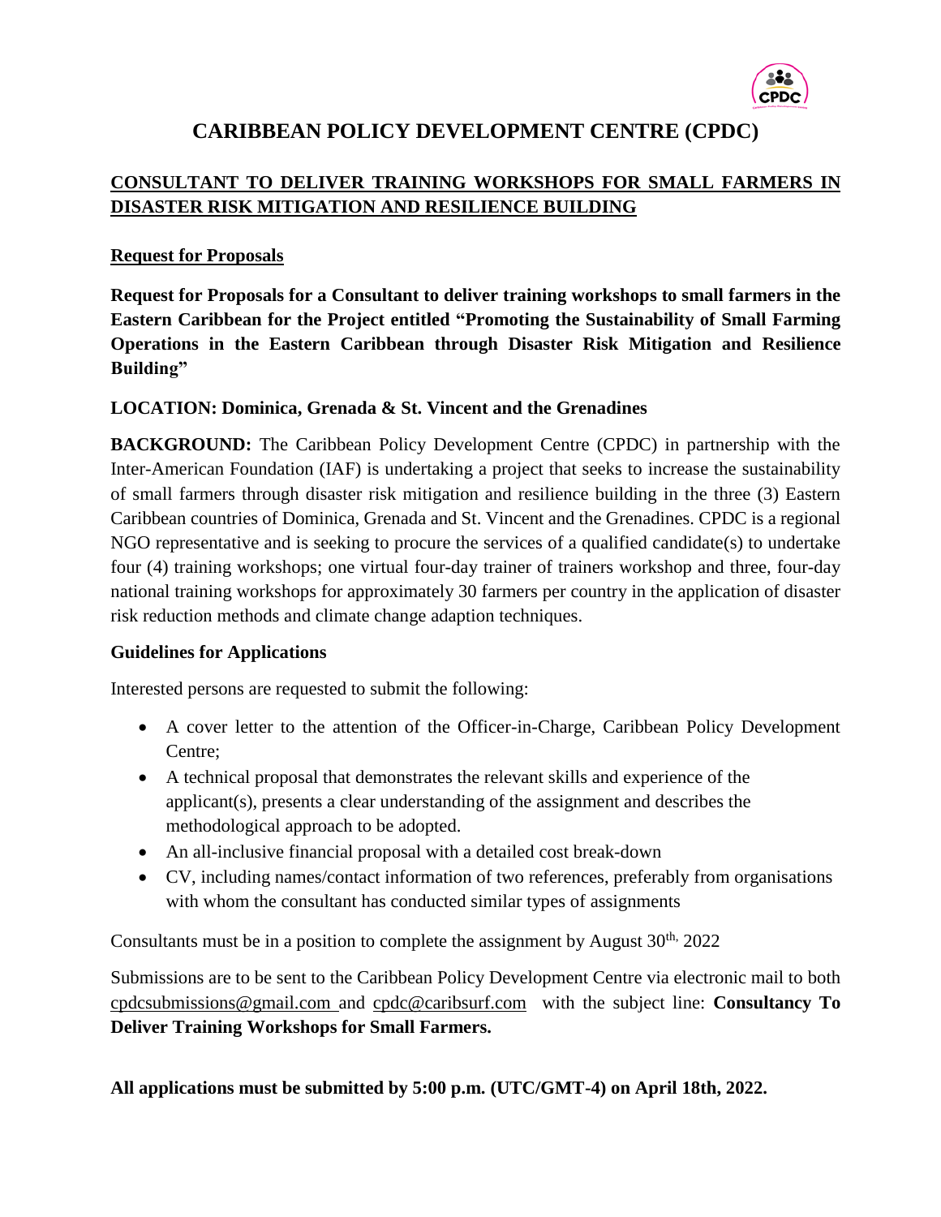# CARIBBEAN POLICY DEVELOPMENT CENTRE (CPDC)

## CONSULTANT TO DELIVER TRAINING WORKSHOPS FOR SMALL FARMERS IN DISASTER RISK MITIGATION AND RESILIENCE BUILDING

### Request for Proposals

**Request for Proposals for a Consultant to deliver training workshops to small farmers in the Eastern Caribbean for the Project entitled "Promoting the Sustainability of Small Farming Operations in the Eastern Caribbean through Disaster Risk Mitigation and Resilience Building"**

**LOCATION: Dominica, Grenada & St. Vincent and the Grenadines**

**BACKGROUND:** The Caribbean Policy Development Centre (CPDC) in partnership with the Inter-American Foundation (IAF) is undertaking a project that seeks to increase the sustainability of small farmers through disaster risk mitigation and resilience building in the three (3) Eastern Caribbean countries of Dominica, Grenada and St. Vincent and the Grenadines. CPDC is a regional NGO representative and is seeking to procure the services of a qualified candidate(s) to undertake four (4) training workshops; one virtual four-day trainer of trainers workshop and three, four-day national training workshops for approximately 30 farmers per country in the application of disaster risk reduction methods and climate change adaption techniques.

**Guidelines for Applications**

Interested persons are requested to submit the following:

- A cover letter to the attention of the Officer-in-Charge, Caribbean Policy Development Centre;
- A technical proposal that demonstrates the relevant skills and experience of the applicant(s), presents a clear understanding of the assignment and describes the methodological approach to be adopted.
- An all-inclusive financial proposal with a detailed cost break-down
- CV, including names/contact information of two references, preferably from organisations with whom the consultant has conducted similar types of assignments

Consultants must be in a position to complete the assignment by August 30th, 2022

Submissions are to be sent to the Caribbean Policy Development Centre via electronic mail to both cpdcsubmissions@gmail.com and cpdc@caribsurf.com with the subject line: **Consultancy To Deliver Training Workshops for Small Farmers.**

**All applications must be submitted by 5:00 p.m. (UTC/GMT-4) on April 18th, 2022.**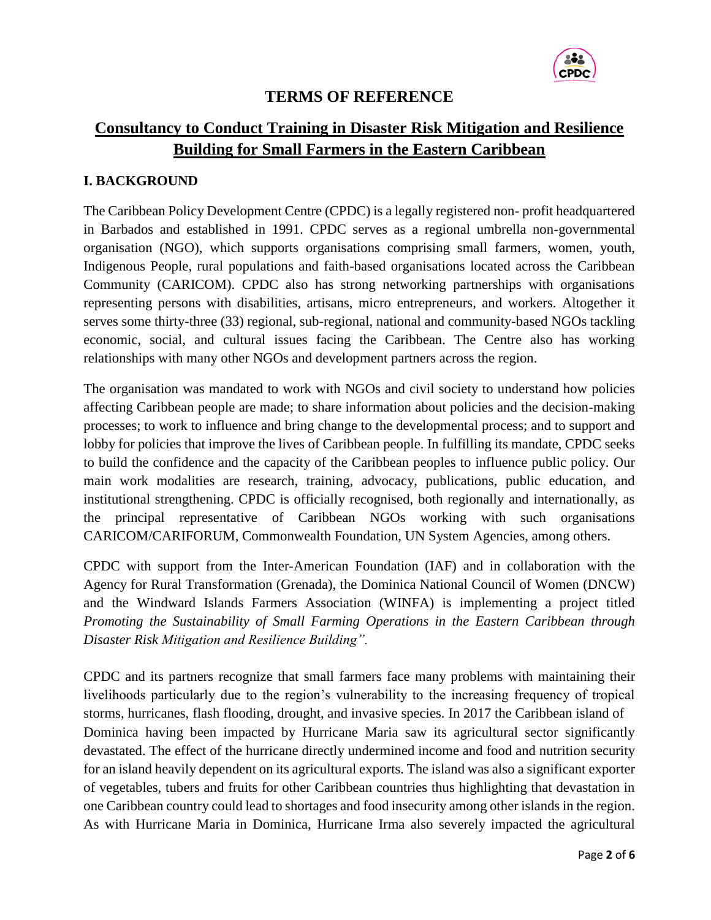# TERMS OF REFERENCE

## Consultancy to Conduct Training in Disaster Risk Mitigation and Resilience Building for Small Farmers in the Eastern Caribbean

### I. BACKGROUND

The Caribbean Policy Development Centre (CPDC) is a legally registered non- profit headquartered in Barbados and established in 1991. CPDC serves as a regional umbrella non-governmental organisation (NGO), which supports organisations comprising small farmers, women, youth, Indigenous People, rural populations and faith-based organisations located across the Caribbean Community (CARICOM). CPDC also has strong networking partnerships with organisations representing persons with disabilities, artisans, micro entrepreneurs, and workers. Altogether it serves some thirty-three (33) regional, sub-regional, national and community-based NGOs tackling economic, social, and cultural issues facing the Caribbean. The Centre also has working relationships with many other NGOs and development partners across the region.

The organisation was mandated to work with NGOs and civil society to understand how policies affecting Caribbean people are made; to share information about policies and the decision-making processes; to work to influence and bring change to the developmental process; and to support and lobby for policies that improve the lives of Caribbean people. In fulfilling its mandate, CPDC seeks to build the confidence and the capacity of the Caribbean peoples to influence public policy. Our main work modalities are research, training, advocacy, publications, public education, and institutional strengthening. CPDC is officially recognised, both regionally and internationally, as the principal representative of Caribbean NGOs working with such organisations CARICOM/CARIFORUM, Commonwealth Foundation, UN System Agencies, among others.

CPDC with support from the Inter-American Foundation (IAF) and in collaboration with the Agency for Rural Transformation (Grenada), the Dominica National Council of Women (DNCW) and the Windward Islands Farmers Association (WINFA) is implementing a project titled *Promoting the Sustainability of Small Farming Operations in the Eastern Caribbean through Disaster Risk Mitigation and Resilience Building".*

CPDC and its partners recognize that small farmers face many problems with maintaining their livelihoods particularly due to the region's vulnerability to the increasing frequency of tropical storms, hurricanes, flash flooding, drought, and invasive species. In 2017 the Caribbean island of Dominica having been impacted by Hurricane Maria saw its agricultural sector significantly devastated. The effect of the hurricane directly undermined income and food and nutrition security for an island heavily dependent on its agricultural exports. The island was also a significant exporter of vegetables, tubers and fruits for other Caribbean countries thus highlighting that devastation in one Caribbean country could lead to shortages and food insecurity among other islands in the region. As with Hurricane Maria in Dominica, Hurricane Irma also severely impacted the agricultural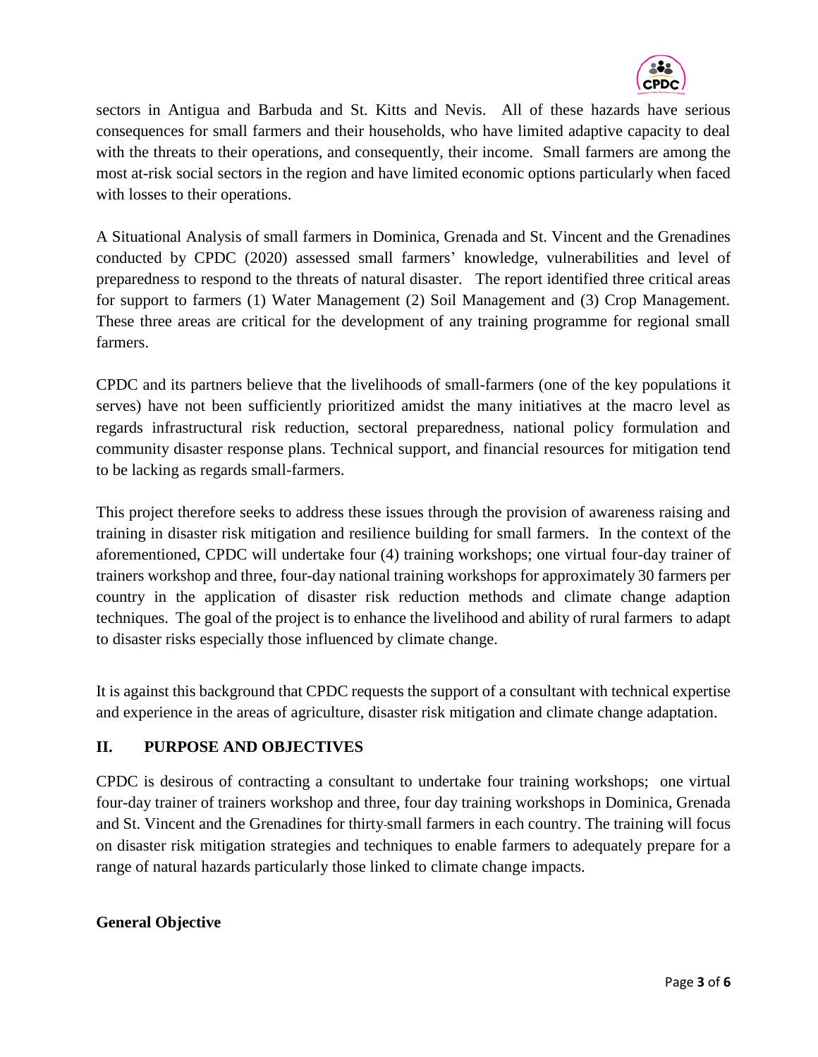sectors in Antigua and Barbuda and St. Kitts and Nevis. All of these hazards have serious consequences for small farmers and their households, who have limited adaptive capacity to deal with the threats to their operations, and consequently, their income. Small farmers are among the most at-risk social sectors in the region and have limited economic options particularly when faced with losses to their operations.

A Situational Analysis of small farmers in Dominica, Grenada and St. Vincent and the Grenadines conducted by CPDC (2020) assessed small farmers' knowledge, vulnerabilities and level of preparedness to respond to the threats of natural disaster. The report identified three critical areas for support to farmers (1) Water Management (2) Soil Management and (3) Crop Management. These three areas are critical for the development of any training programme for regional small farmers.

CPDC and its partners believe that the livelihoods of small-farmers (one of the key populations it serves) have not been sufficiently prioritized amidst the many initiatives at the macro level as regards infrastructural risk reduction, sectoral preparedness, national policy formulation and community disaster response plans. Technical support, and financial resources for mitigation tend to be lacking as regards small-farmers.

This project therefore seeks to address these issues through the provision of awareness raising and training in disaster risk mitigation and resilience building for small farmers. In the context of the aforementioned, CPDC will undertake four (4) training workshops; one virtual four-day trainer of trainers workshop and three, four-day national training workshops for approximately 30 farmers per country in the application of disaster risk reduction methods and climate change adaption techniques. The goal of the project is to enhance the livelihood and ability of rural farmers to adapt to disaster risks especially those influenced by climate change.

It is against this background that CPDC requests the support of a consultant with technical expertise and experience in the areas of agriculture, disaster risk mitigation and climate change adaptation.

## II. PURPOSE AND OBJECTIVES

CPDC is desirous of contracting a consultant to undertake four training workshops; one virtual four-day trainer of trainers workshop and three, four day training workshops in Dominica, Grenada and St. Vincent and the Grenadines for thirty small farmers in each country. The training will focus on disaster risk mitigation strategies and techniques to enable farmers to adequately prepare for a range of natural hazards particularly those linked to climate change impacts.

**General Objective**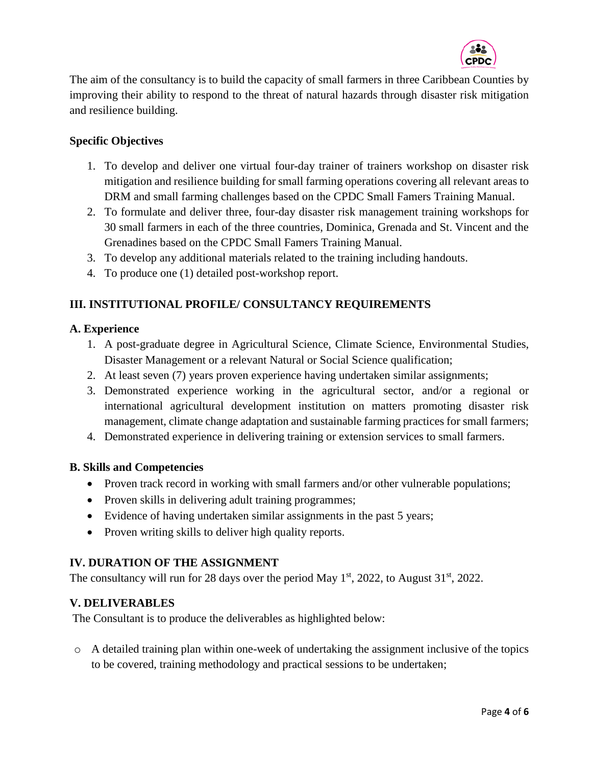The aim of the consultancy is to build the capacity of small farmers in three Caribbean Counties by improving their ability to respond to the threat of natural hazards through disaster risk mitigation and resilience building.

**Specific Objectives**

1. To develop and deliver one virtual four-day trainer of trainers workshop on disaster risk mitigation and resilience building for small farming operations covering all relevant areas to DRM and small farming challenges based on the CPDC Small Famers Training Manual.
2. To formulate and deliver three, four-day disaster risk management training workshops for 30 small farmers in each of the three countries, Dominica, Grenada and St. Vincent and the Grenadines based on the CPDC Small Famers Training Manual.
3. To develop any additional materials related to the training including handouts.
4. To produce one (1) detailed post-workshop report.

## III. INSTITUTIONAL PROFILE/ CONSULTANCY REQUIREMENTS

### A. Experience

1. A post-graduate degree in Agricultural Science, Climate Science, Environmental Studies, Disaster Management or a relevant Natural or Social Science qualification;
2. At least seven (7) years proven experience having undertaken similar assignments;
3. Demonstrated experience working in the agricultural sector, and/or a regional or international agricultural development institution on matters promoting disaster risk management, climate change adaptation and sustainable farming practices for small farmers;
4. Demonstrated experience in delivering training or extension services to small farmers.

### B. Skills and Competencies

- Proven track record in working with small farmers and/or other vulnerable populations;
- Proven skills in delivering adult training programmes;
- Evidence of having undertaken similar assignments in the past 5 years;
- Proven writing skills to deliver high quality reports.

## IV. DURATION OF THE ASSIGNMENT

The consultancy will run for 28 days over the period May 1st, 2022, to August 31st, 2022.

## V. DELIVERABLES

The Consultant is to produce the deliverables as highlighted below:

- A detailed training plan within one-week of undertaking the assignment inclusive of the topics to be covered, training methodology and practical sessions to be undertaken;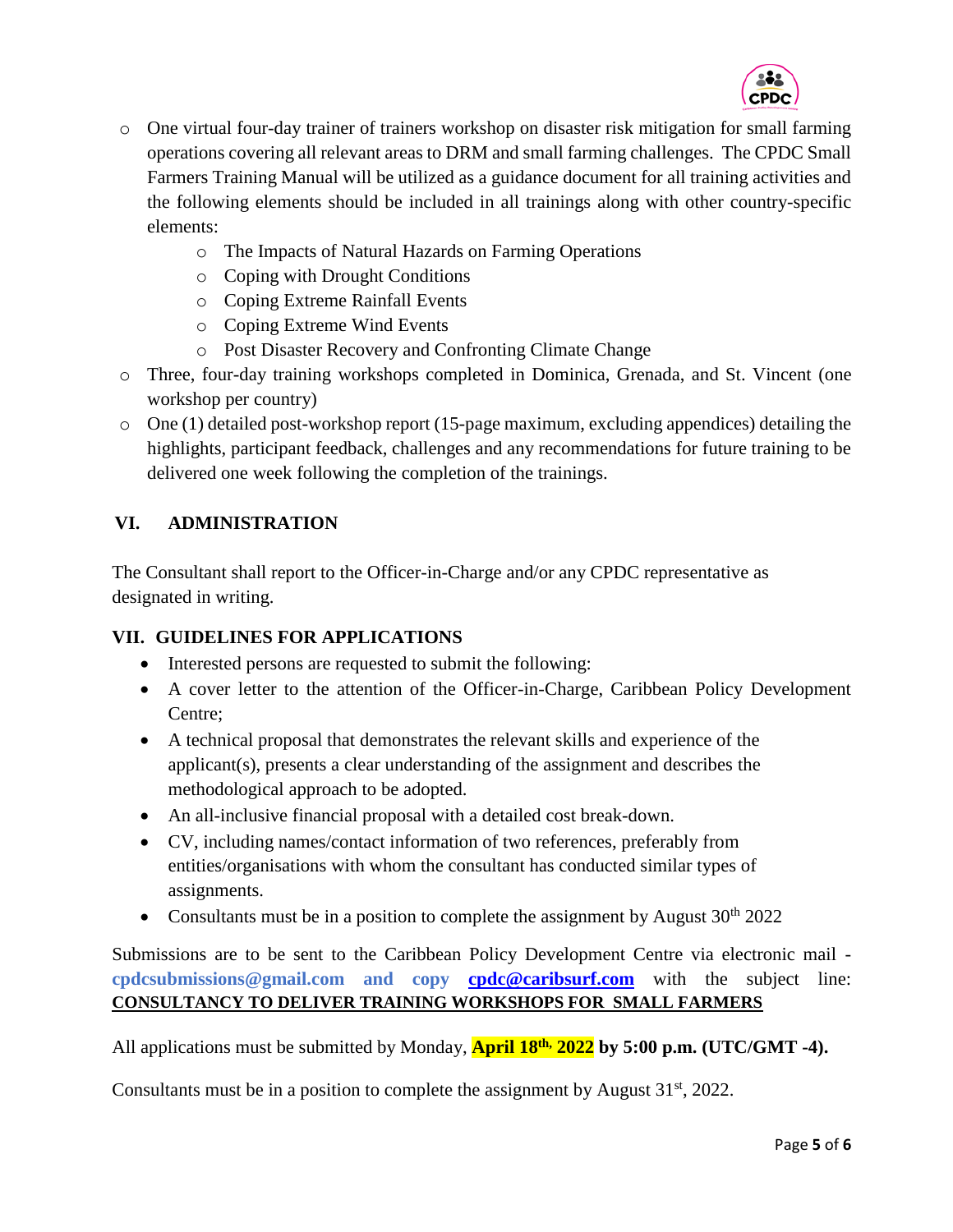- One virtual four-day trainer of trainers workshop on disaster risk mitigation for small farming operations covering all relevant areas to DRM and small farming challenges. The CPDC Small Farmers Training Manual will be utilized as a guidance document for all training activities and the following elements should be included in all trainings along with other country-specific elements:
    - The Impacts of Natural Hazards on Farming Operations
    - Coping with Drought Conditions
    - Coping Extreme Rainfall Events
    - Coping Extreme Wind Events
    - Post Disaster Recovery and Confronting Climate Change
- Three, four-day training workshops completed in Dominica, Grenada, and St. Vincent (one workshop per country)
- One (1) detailed post-workshop report (15-page maximum, excluding appendices) detailing the highlights, participant feedback, challenges and any recommendations for future training to be delivered one week following the completion of the trainings.

## VI. ADMINISTRATION

The Consultant shall report to the Officer-in-Charge and/or any CPDC representative as designated in writing.

## VII. GUIDELINES FOR APPLICATIONS

- Interested persons are requested to submit the following:
- A cover letter to the attention of the Officer-in-Charge, Caribbean Policy Development Centre;
- A technical proposal that demonstrates the relevant skills and experience of the applicant(s), presents a clear understanding of the assignment and describes the methodological approach to be adopted.
- An all-inclusive financial proposal with a detailed cost break-down.
- CV, including names/contact information of two references, preferably from entities/organisations with whom the consultant has conducted similar types of assignments.
- Consultants must be in a position to complete the assignment by August 30th 2022

Submissions are to be sent to the Caribbean Policy Development Centre via electronic mail - **cpdcsubmissions@gmail.com and copy** **cpdc@caribsurf.com** with the subject line: **CONSULTANCY TO DELIVER TRAINING WORKSHOPS FOR SMALL FARMERS**

All applications must be submitted by Monday, **April 18th, 2022 by 5:00 p.m. (UTC/GMT -4).**

Consultants must be in a position to complete the assignment by August 31st, 2022.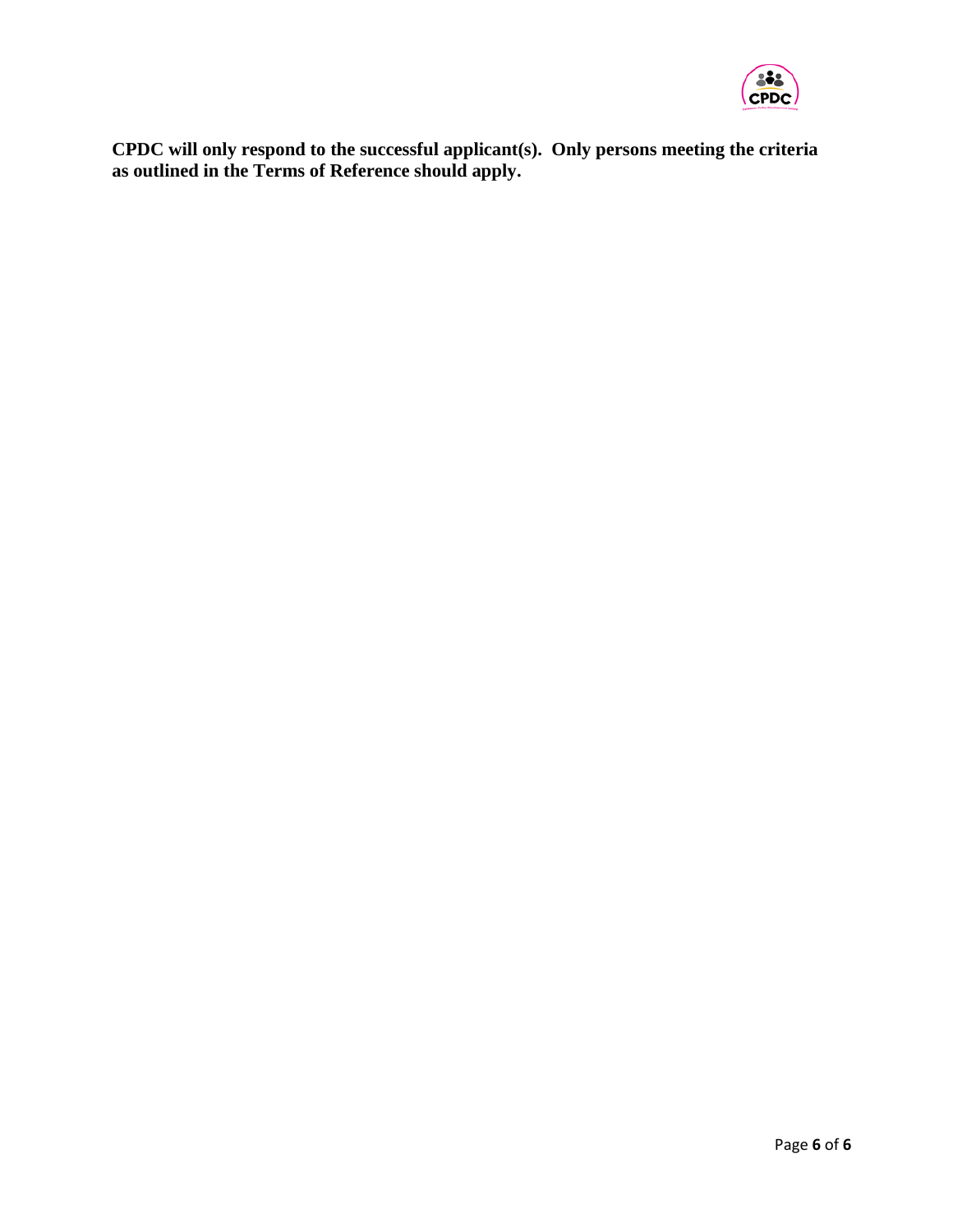**CPDC will only respond to the successful applicant(s). Only persons meeting the criteria as outlined in the Terms of Reference should apply.**